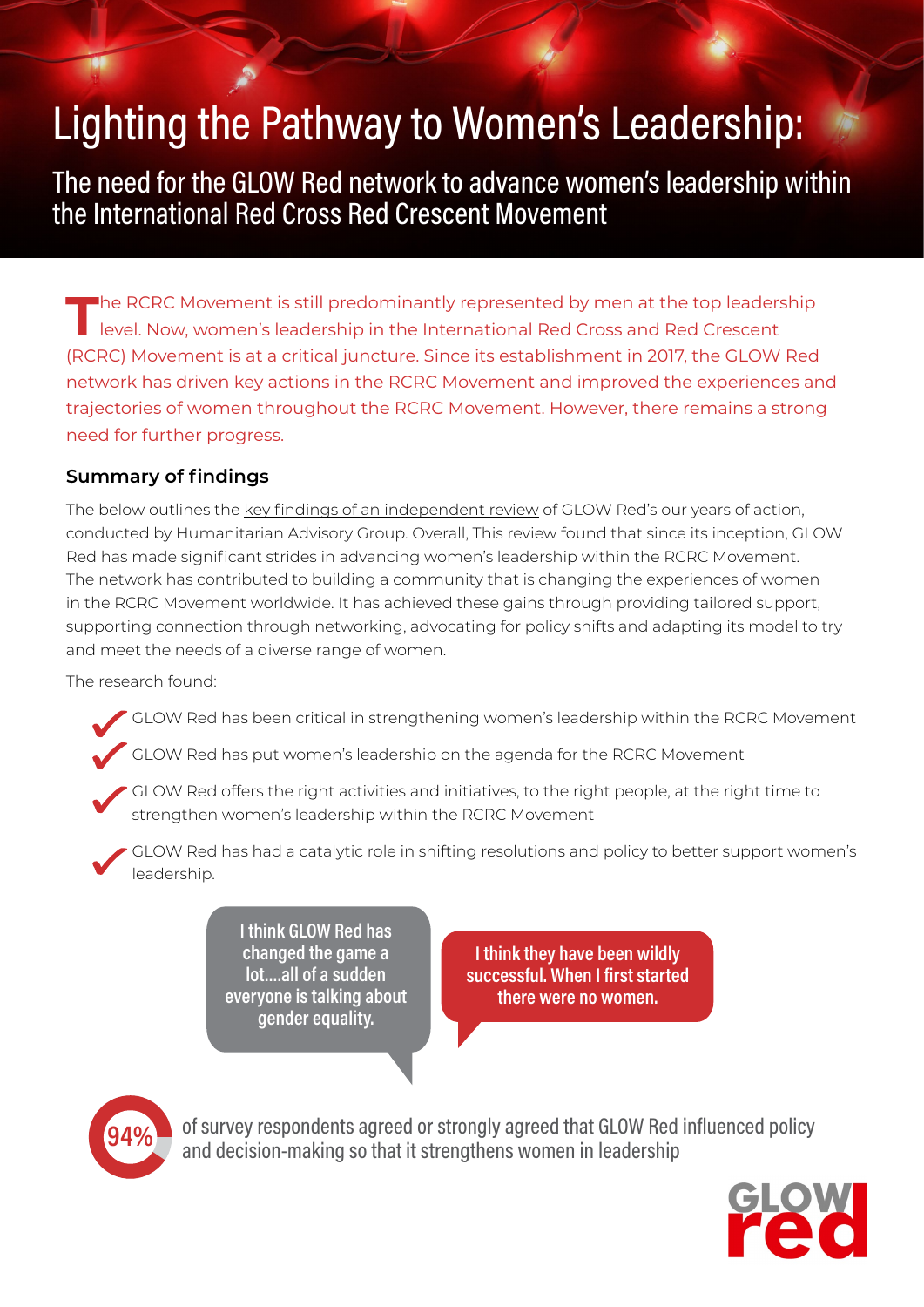# Lighting the Pathway to Women's Leadership:

## The need for the GLOW Red network to advance women's leadership within the International Red Cross Red Crescent Movement

The RCRC Movement is still predominantly represented by men at the top leadership level. Now, women's leadership in the International Red Cross and Red Crescent (RCRC) Movement is at a critical juncture. Since its establishment in 2017, the GLOW Red network has driven key actions in the RCRC Movement and improved the experiences and trajectories of women throughout the RCRC Movement. However, there remains a strong need for further progress.

### Summary of findings

The below outlines the key findings of an independent review of GLOW Red's our years of action, conducted by Humanitarian Advisory Group. Overall, This review found that since its inception, GLOW Red has made significant strides in advancing women's leadership within the RCRC Movement. The network has contributed to building a community that is changing the experiences of women in the RCRC Movement worldwide. It has achieved these gains through providing tailored support, supporting connection through networking, advocating for policy shifts and adapting its model to try and meet the needs of a diverse range of women.

The research found:

- ✓ GLOW Red has been critical in strengthening women's leadership within the RCRC Movement
- ✓ GLOW Red has put women's leadership on the agenda for the RCRC Movement
- ✓ GLOW Red offers the right activities and initiatives, to the right people, at the right time to strengthen women's leadership within the RCRC Movement
- ✓ GLOW Red has had a catalytic role in shifting resolutions and policy to better support women's leadership.

> I think GLOW Red has changed the game a lot....all of a sudden everyone is talking about gender equality.

> I think they have been wildly successful. When I first started there were no women.

**94%** of survey respondents agreed or strongly agreed that GLOW Red influenced policy and decision-making so that it strengthens women in leadership

GLOW red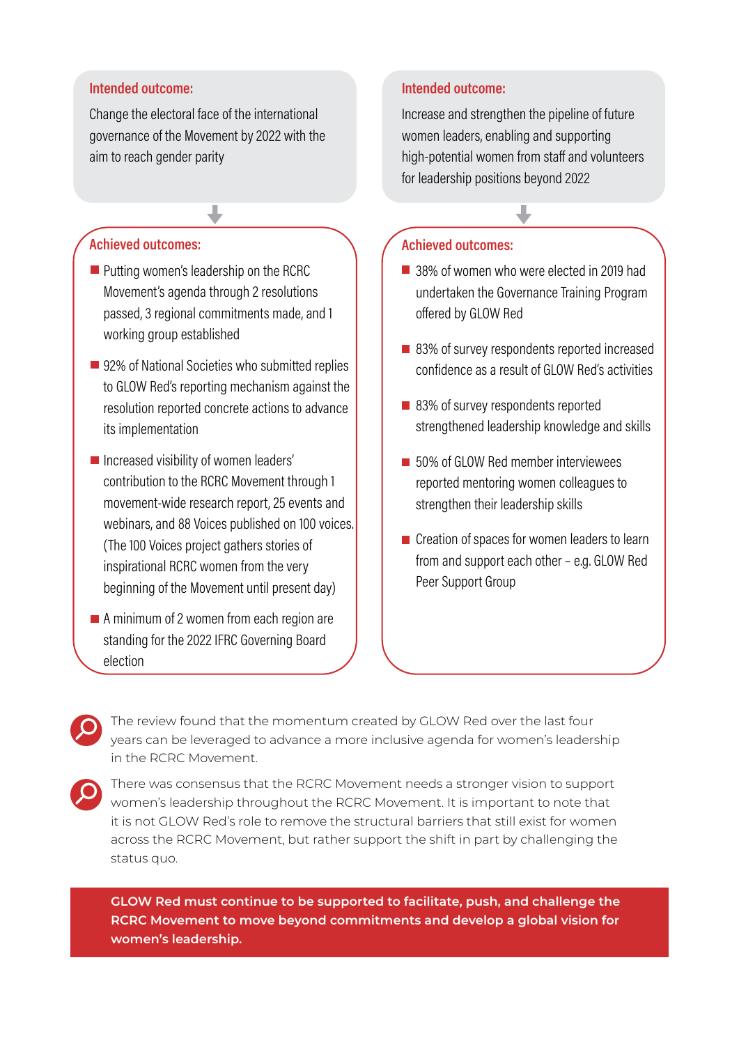**Intended outcome:**

Change the electoral face of the international governance of the Movement by 2022 with the aim to reach gender parity

**Achieved outcomes:**

- Putting women's leadership on the RCRC Movement's agenda through 2 resolutions passed, 3 regional commitments made, and 1 working group established
- 92% of National Societies who submitted replies to GLOW Red's reporting mechanism against the resolution reported concrete actions to advance its implementation
- Increased visibility of women leaders' contribution to the RCRC Movement through 1 movement-wide research report, 25 events and webinars, and 88 Voices published on 100 voices. (The 100 Voices project gathers stories of inspirational RCRC women from the very beginning of the Movement until present day)
- A minimum of 2 women from each region are standing for the 2022 IFRC Governing Board election

**Intended outcome:**

Increase and strengthen the pipeline of future women leaders, enabling and supporting high-potential women from staff and volunteers for leadership positions beyond 2022

**Achieved outcomes:**

- 38% of women who were elected in 2019 had undertaken the Governance Training Program offered by GLOW Red
- 83% of survey respondents reported increased confidence as a result of GLOW Red's activities
- 83% of survey respondents reported strengthened leadership knowledge and skills
- 50% of GLOW Red member interviewees reported mentoring women colleagues to strengthen their leadership skills
- Creation of spaces for women leaders to learn from and support each other – e.g. GLOW Red Peer Support Group

The review found that the momentum created by GLOW Red over the last four years can be leveraged to advance a more inclusive agenda for women's leadership in the RCRC Movement.

There was consensus that the RCRC Movement needs a stronger vision to support women's leadership throughout the RCRC Movement. It is important to note that it is not GLOW Red's role to remove the structural barriers that still exist for women across the RCRC Movement, but rather support the shift in part by challenging the status quo.

**GLOW Red must continue to be supported to facilitate, push, and challenge the RCRC Movement to move beyond commitments and develop a global vision for women's leadership.**